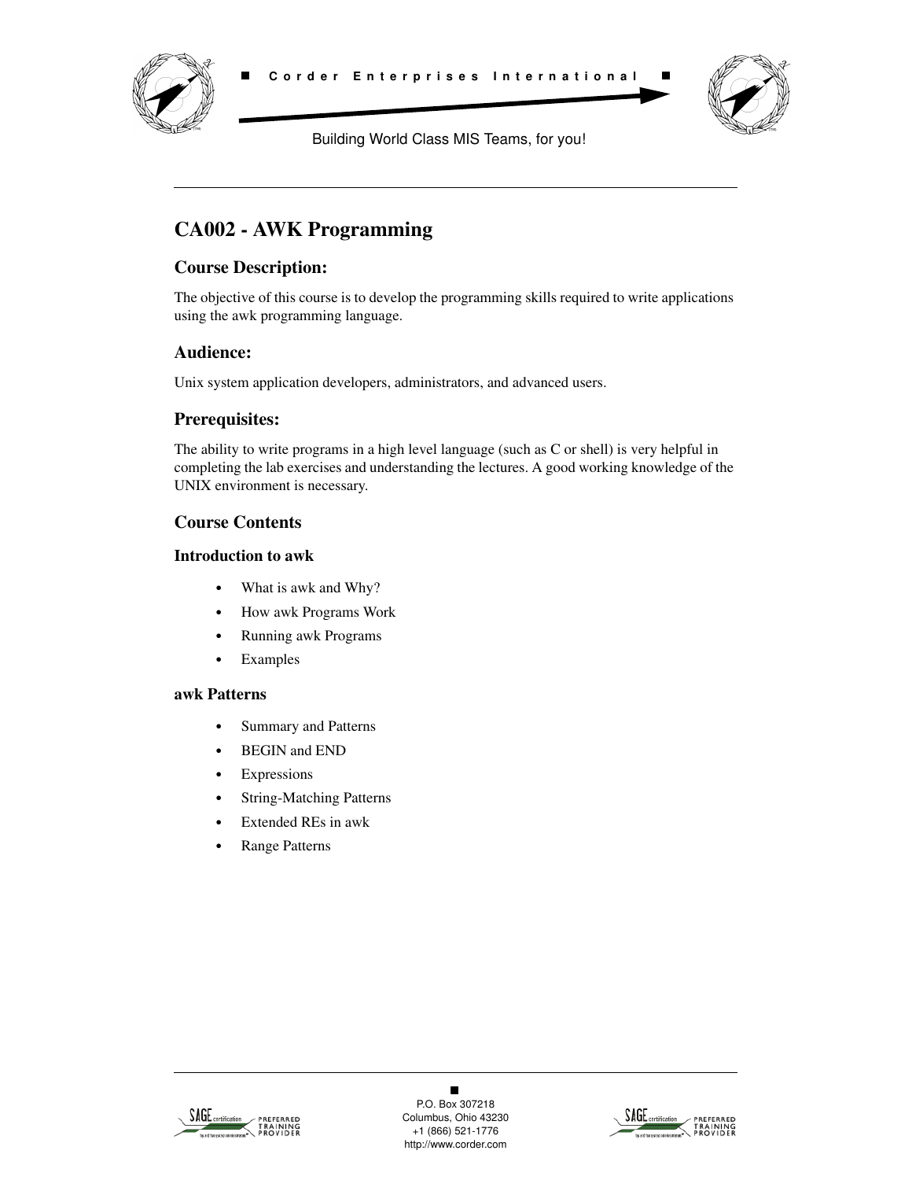Corder Enterprises International

Building World Class MIS Teams, for you!

# CA002 - AWK Programming

## Course Description:

The objective of this course is to develop the programming skills required to write applications using the awk programming language.

## Audience:

Unix system application developers, administrators, and advanced users.

## Prerequisites:

The ability to write programs in a high level language (such as C or shell) is very helpful in completing the lab exercises and understanding the lectures. A good working knowledge of the UNIX environment is necessary.

## Course Contents

### Introduction to awk

- What is awk and Why?
- How awk Programs Work
- Running awk Programs
- Examples

### awk Patterns

- Summary and Patterns
- BEGIN and END
- Expressions
- String-Matching Patterns
- Extended REs in awk
- Range Patterns

P.O. Box 307218
Columbus, Ohio 43230
+1 (866) 521-1776
http://www.corder.com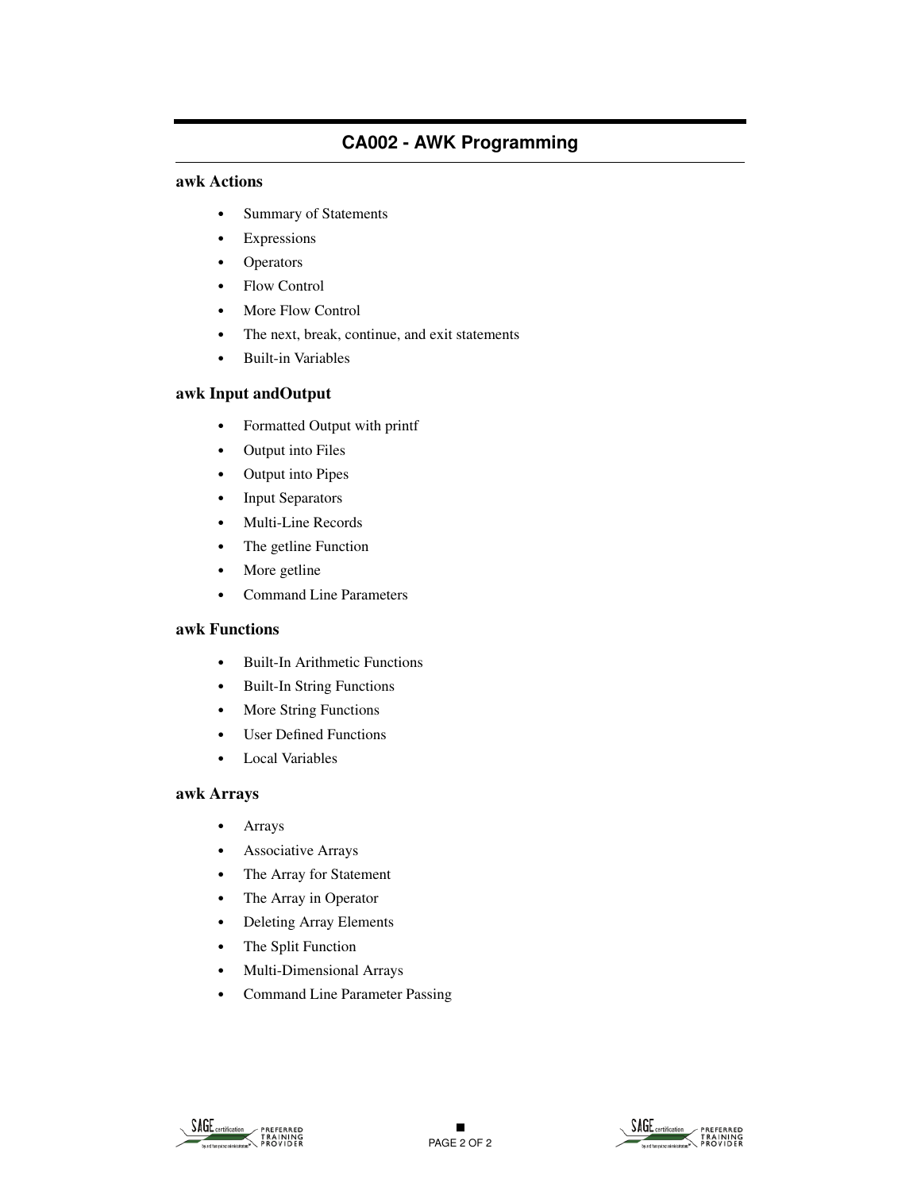## CA002 - AWK Programming

### awk Actions

- Summary of Statements
- Expressions
- Operators
- Flow Control
- More Flow Control
- The next, break, continue, and exit statements
- Built-in Variables

### awk Input andOutput

- Formatted Output with printf
- Output into Files
- Output into Pipes
- Input Separators
- Multi-Line Records
- The getline Function
- More getline
- Command Line Parameters

### awk Functions

- Built-In Arithmetic Functions
- Built-In String Functions
- More String Functions
- User Defined Functions
- Local Variables

### awk Arrays

- Arrays
- Associative Arrays
- The Array for Statement
- The Array in Operator
- Deleting Array Elements
- The Split Function
- Multi-Dimensional Arrays
- Command Line Parameter Passing